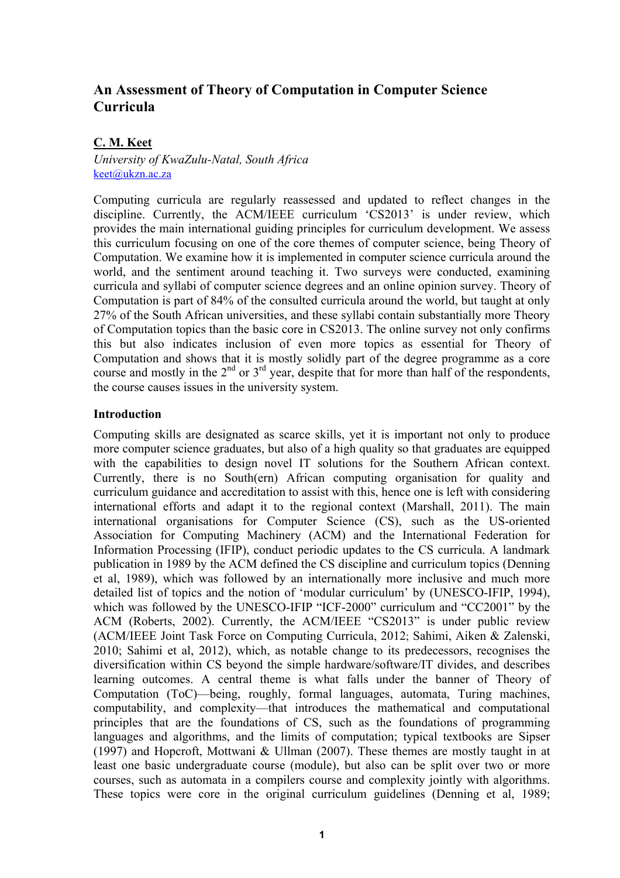# An Assessment of Theory of Computation in Computer Science Curricula

**C. M. Keet**

*University of KwaZulu-Natal, South Africa*
keet@ukzn.ac.za

Computing curricula are regularly reassessed and updated to reflect changes in the discipline. Currently, the ACM/IEEE curriculum 'CS2013' is under review, which provides the main international guiding principles for curriculum development. We assess this curriculum focusing on one of the core themes of computer science, being Theory of Computation. We examine how it is implemented in computer science curricula around the world, and the sentiment around teaching it. Two surveys were conducted, examining curricula and syllabi of computer science degrees and an online opinion survey. Theory of Computation is part of 84% of the consulted curricula around the world, but taught at only 27% of the South African universities, and these syllabi contain substantially more Theory of Computation topics than the basic core in CS2013. The online survey not only confirms this but also indicates inclusion of even more topics as essential for Theory of Computation and shows that it is mostly solidly part of the degree programme as a core course and mostly in the 2nd or 3rd year, despite that for more than half of the respondents, the course causes issues in the university system.

## Introduction

Computing skills are designated as scarce skills, yet it is important not only to produce more computer science graduates, but also of a high quality so that graduates are equipped with the capabilities to design novel IT solutions for the Southern African context. Currently, there is no South(ern) African computing organisation for quality and curriculum guidance and accreditation to assist with this, hence one is left with considering international efforts and adapt it to the regional context (Marshall, 2011). The main international organisations for Computer Science (CS), such as the US-oriented Association for Computing Machinery (ACM) and the International Federation for Information Processing (IFIP), conduct periodic updates to the CS curricula. A landmark publication in 1989 by the ACM defined the CS discipline and curriculum topics (Denning et al, 1989), which was followed by an internationally more inclusive and much more detailed list of topics and the notion of 'modular curriculum' by (UNESCO-IFIP, 1994), which was followed by the UNESCO-IFIP "ICF-2000" curriculum and "CC2001" by the ACM (Roberts, 2002). Currently, the ACM/IEEE "CS2013" is under public review (ACM/IEEE Joint Task Force on Computing Curricula, 2012; Sahimi, Aiken & Zalenski, 2010; Sahimi et al, 2012), which, as notable change to its predecessors, recognises the diversification within CS beyond the simple hardware/software/IT divides, and describes learning outcomes. A central theme is what falls under the banner of Theory of Computation (ToC)—being, roughly, formal languages, automata, Turing machines, computability, and complexity—that introduces the mathematical and computational principles that are the foundations of CS, such as the foundations of programming languages and algorithms, and the limits of computation; typical textbooks are Sipser (1997) and Hopcroft, Mottwani & Ullman (2007). These themes are mostly taught in at least one basic undergraduate course (module), but also can be split over two or more courses, such as automata in a compilers course and complexity jointly with algorithms. These topics were core in the original curriculum guidelines (Denning et al, 1989;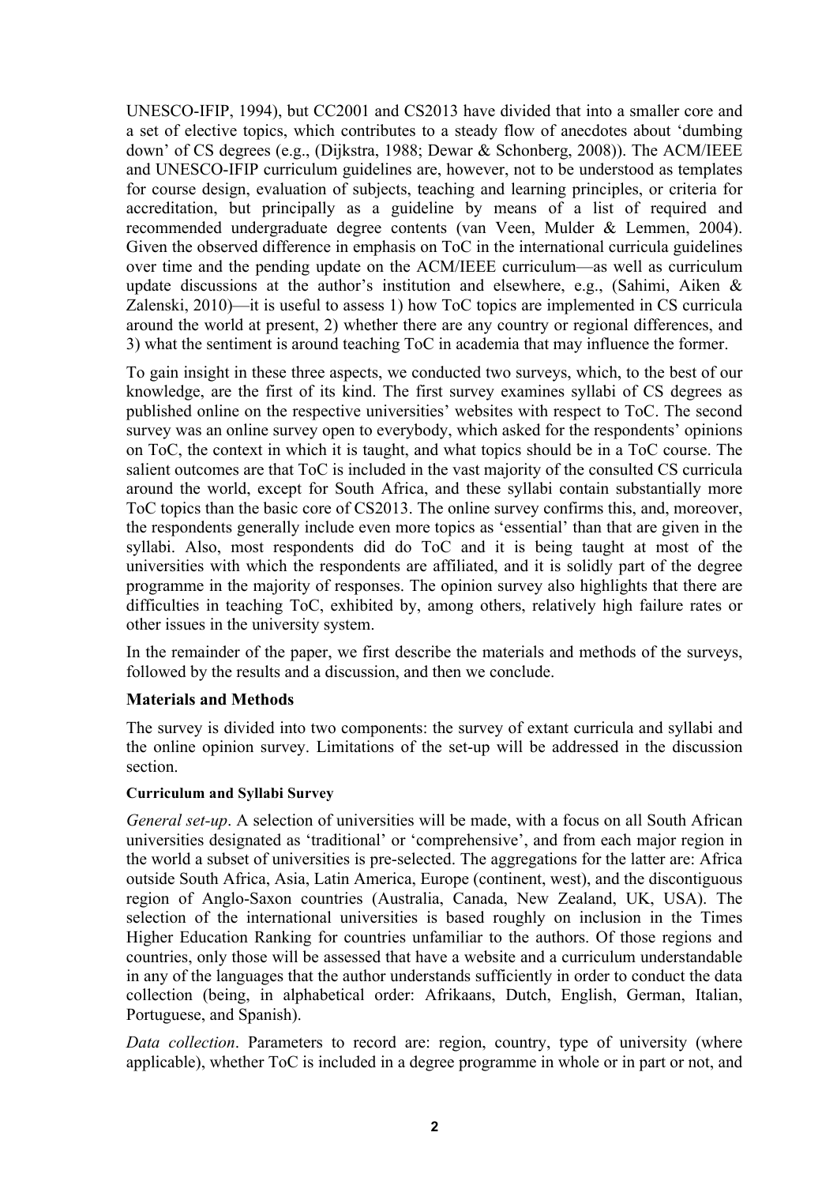UNESCO-IFIP, 1994), but CC2001 and CS2013 have divided that into a smaller core and a set of elective topics, which contributes to a steady flow of anecdotes about 'dumbing down' of CS degrees (e.g., (Dijkstra, 1988; Dewar & Schonberg, 2008)). The ACM/IEEE and UNESCO-IFIP curriculum guidelines are, however, not to be understood as templates for course design, evaluation of subjects, teaching and learning principles, or criteria for accreditation, but principally as a guideline by means of a list of required and recommended undergraduate degree contents (van Veen, Mulder & Lemmen, 2004). Given the observed difference in emphasis on ToC in the international curricula guidelines over time and the pending update on the ACM/IEEE curriculum—as well as curriculum update discussions at the author's institution and elsewhere, e.g., (Sahimi, Aiken & Zalenski, 2010)—it is useful to assess 1) how ToC topics are implemented in CS curricula around the world at present, 2) whether there are any country or regional differences, and 3) what the sentiment is around teaching ToC in academia that may influence the former.

To gain insight in these three aspects, we conducted two surveys, which, to the best of our knowledge, are the first of its kind. The first survey examines syllabi of CS degrees as published online on the respective universities' websites with respect to ToC. The second survey was an online survey open to everybody, which asked for the respondents' opinions on ToC, the context in which it is taught, and what topics should be in a ToC course. The salient outcomes are that ToC is included in the vast majority of the consulted CS curricula around the world, except for South Africa, and these syllabi contain substantially more ToC topics than the basic core of CS2013. The online survey confirms this, and, moreover, the respondents generally include even more topics as 'essential' than that are given in the syllabi. Also, most respondents did do ToC and it is being taught at most of the universities with which the respondents are affiliated, and it is solidly part of the degree programme in the majority of responses. The opinion survey also highlights that there are difficulties in teaching ToC, exhibited by, among others, relatively high failure rates or other issues in the university system.

In the remainder of the paper, we first describe the materials and methods of the surveys, followed by the results and a discussion, and then we conclude.

## Materials and Methods

The survey is divided into two components: the survey of extant curricula and syllabi and the online opinion survey. Limitations of the set-up will be addressed in the discussion section.

### Curriculum and Syllabi Survey

*General set-up*. A selection of universities will be made, with a focus on all South African universities designated as 'traditional' or 'comprehensive', and from each major region in the world a subset of universities is pre-selected. The aggregations for the latter are: Africa outside South Africa, Asia, Latin America, Europe (continent, west), and the discontiguous region of Anglo-Saxon countries (Australia, Canada, New Zealand, UK, USA). The selection of the international universities is based roughly on inclusion in the Times Higher Education Ranking for countries unfamiliar to the authors. Of those regions and countries, only those will be assessed that have a website and a curriculum understandable in any of the languages that the author understands sufficiently in order to conduct the data collection (being, in alphabetical order: Afrikaans, Dutch, English, German, Italian, Portuguese, and Spanish).

*Data collection*. Parameters to record are: region, country, type of university (where applicable), whether ToC is included in a degree programme in whole or in part or not, and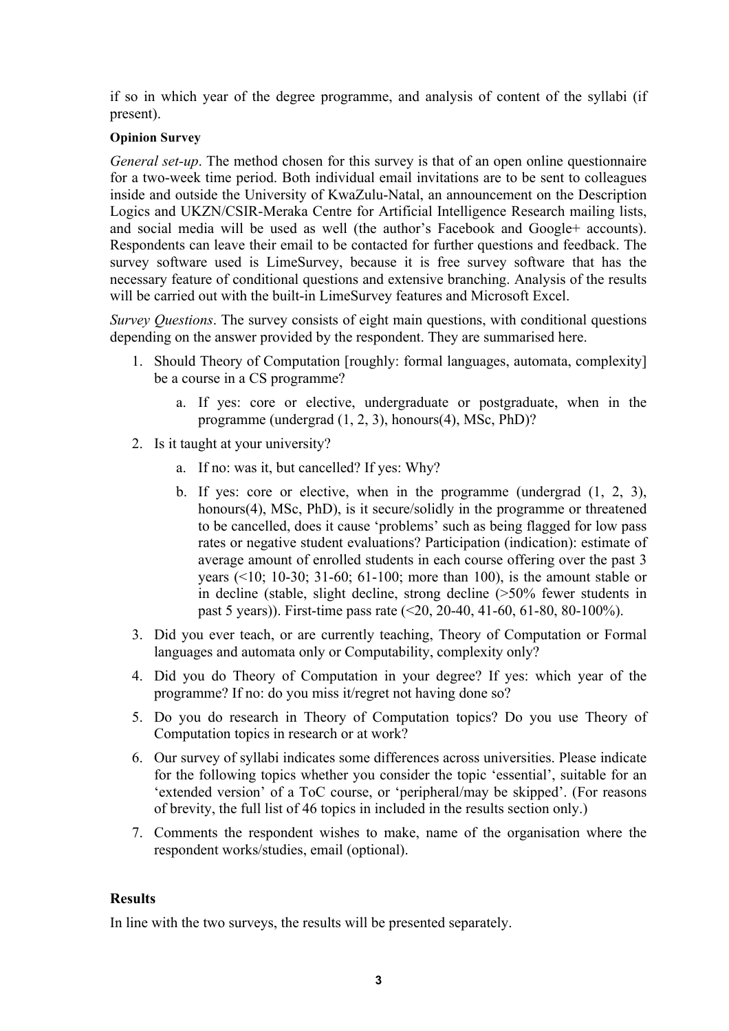if so in which year of the degree programme, and analysis of content of the syllabi (if present).

#### Opinion Survey

*General set-up*. The method chosen for this survey is that of an open online questionnaire for a two-week time period. Both individual email invitations are to be sent to colleagues inside and outside the University of KwaZulu-Natal, an announcement on the Description Logics and UKZN/CSIR-Meraka Centre for Artificial Intelligence Research mailing lists, and social media will be used as well (the author's Facebook and Google+ accounts). Respondents can leave their email to be contacted for further questions and feedback. The survey software used is LimeSurvey, because it is free survey software that has the necessary feature of conditional questions and extensive branching. Analysis of the results will be carried out with the built-in LimeSurvey features and Microsoft Excel.

*Survey Questions*. The survey consists of eight main questions, with conditional questions depending on the answer provided by the respondent. They are summarised here.

1. Should Theory of Computation [roughly: formal languages, automata, complexity] be a course in a CS programme?
    a. If yes: core or elective, undergraduate or postgraduate, when in the programme (undergrad (1, 2, 3), honours(4), MSc, PhD)?
2. Is it taught at your university?
    a. If no: was it, but cancelled? If yes: Why?
    b. If yes: core or elective, when in the programme (undergrad (1, 2, 3), honours(4), MSc, PhD), is it secure/solidly in the programme or threatened to be cancelled, does it cause 'problems' such as being flagged for low pass rates or negative student evaluations? Participation (indication): estimate of average amount of enrolled students in each course offering over the past 3 years (<10; 10-30; 31-60; 61-100; more than 100), is the amount stable or in decline (stable, slight decline, strong decline (>50% fewer students in past 5 years)). First-time pass rate (<20, 20-40, 41-60, 61-80, 80-100%).
3. Did you ever teach, or are currently teaching, Theory of Computation or Formal languages and automata only or Computability, complexity only?
4. Did you do Theory of Computation in your degree? If yes: which year of the programme? If no: do you miss it/regret not having done so?
5. Do you do research in Theory of Computation topics? Do you use Theory of Computation topics in research or at work?
6. Our survey of syllabi indicates some differences across universities. Please indicate for the following topics whether you consider the topic 'essential', suitable for an 'extended version' of a ToC course, or 'peripheral/may be skipped'. (For reasons of brevity, the full list of 46 topics in included in the results section only.)
7. Comments the respondent wishes to make, name of the organisation where the respondent works/studies, email (optional).

### Results

In line with the two surveys, the results will be presented separately.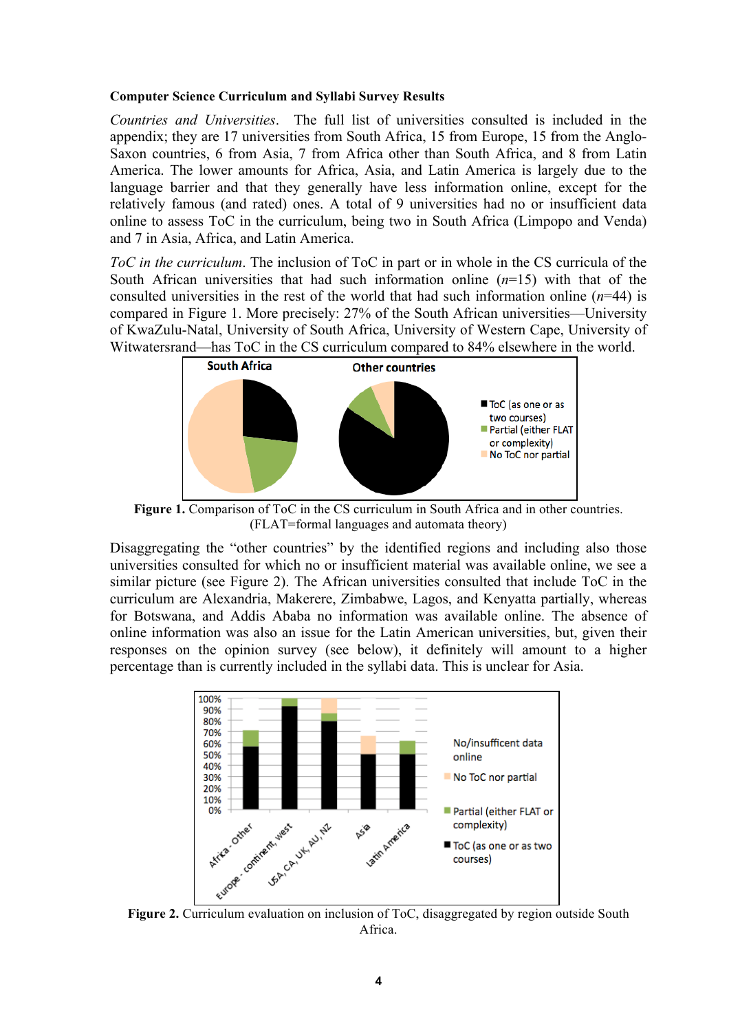**Computer Science Curriculum and Syllabi Survey Results**

*Countries and Universities*. The full list of universities consulted is included in the appendix; they are 17 universities from South Africa, 15 from Europe, 15 from the Anglo-Saxon countries, 6 from Asia, 7 from Africa other than South Africa, and 8 from Latin America. The lower amounts for Africa, Asia, and Latin America is largely due to the language barrier and that they generally have less information online, except for the relatively famous (and rated) ones. A total of 9 universities had no or insufficient data online to assess ToC in the curriculum, being two in South Africa (Limpopo and Venda) and 7 in Asia, Africa, and Latin America.

*ToC in the curriculum*. The inclusion of ToC in part or in whole in the CS curricula of the South African universities that had such information online ($n$=15) with that of the consulted universities in the rest of the world that had such information online ($n$=44) is compared in Figure 1. More precisely: 27% of the South African universities—University of KwaZulu-Natal, University of South Africa, University of Western Cape, University of Witwatersrand—has ToC in the CS curriculum compared to 84% elsewhere in the world.

**Figure 1.** Comparison of ToC in the CS curriculum in South Africa and in other countries. (FLAT=formal languages and automata theory)

Disaggregating the "other countries" by the identified regions and including also those universities consulted for which no or insufficient material was available online, we see a similar picture (see Figure 2). The African universities consulted that include ToC in the curriculum are Alexandria, Makerere, Zimbabwe, Lagos, and Kenyatta partially, whereas for Botswana, and Addis Ababa no information was available online. The absence of online information was also an issue for the Latin American universities, but, given their responses on the opinion survey (see below), it definitely will amount to a higher percentage than is currently included in the syllabi data. This is unclear for Asia.

**Figure 2.** Curriculum evaluation on inclusion of ToC, disaggregated by region outside South Africa.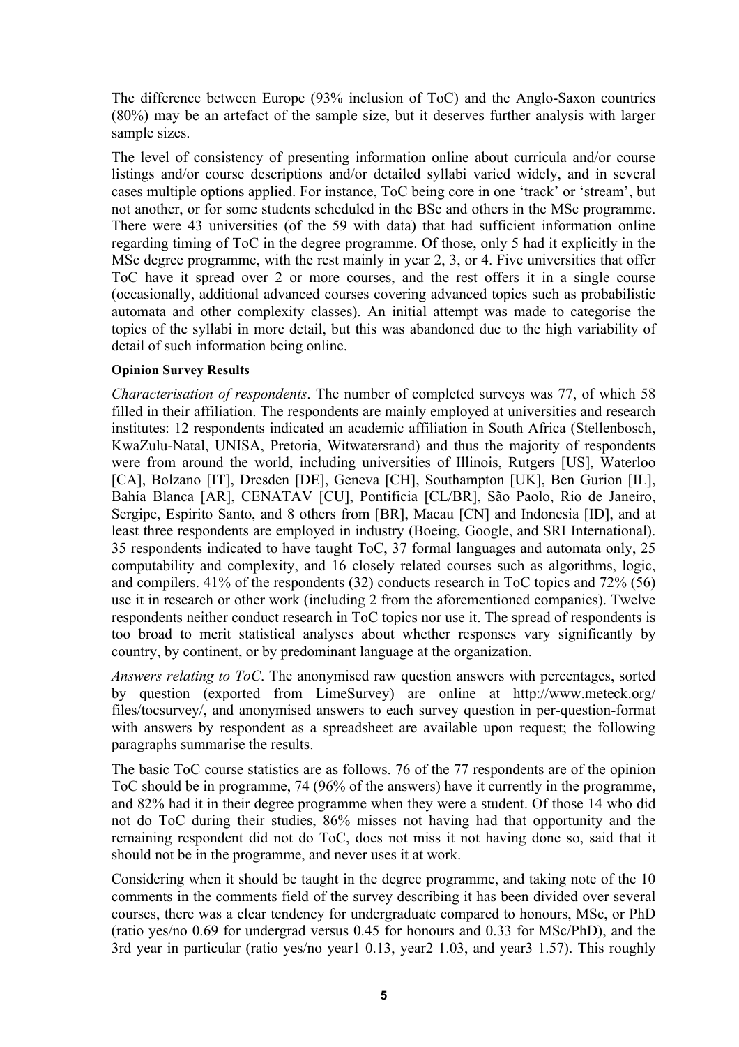The difference between Europe (93% inclusion of ToC) and the Anglo-Saxon countries (80%) may be an artefact of the sample size, but it deserves further analysis with larger sample sizes.

The level of consistency of presenting information online about curricula and/or course listings and/or course descriptions and/or detailed syllabi varied widely, and in several cases multiple options applied. For instance, ToC being core in one 'track' or 'stream', but not another, or for some students scheduled in the BSc and others in the MSc programme. There were 43 universities (of the 59 with data) that had sufficient information online regarding timing of ToC in the degree programme. Of those, only 5 had it explicitly in the MSc degree programme, with the rest mainly in year 2, 3, or 4. Five universities that offer ToC have it spread over 2 or more courses, and the rest offers it in a single course (occasionally, additional advanced courses covering advanced topics such as probabilistic automata and other complexity classes). An initial attempt was made to categorise the topics of the syllabi in more detail, but this was abandoned due to the high variability of detail of such information being online.

#### Opinion Survey Results

*Characterisation of respondents*. The number of completed surveys was 77, of which 58 filled in their affiliation. The respondents are mainly employed at universities and research institutes: 12 respondents indicated an academic affiliation in South Africa (Stellenbosch, KwaZulu-Natal, UNISA, Pretoria, Witwatersrand) and thus the majority of respondents were from around the world, including universities of Illinois, Rutgers [US], Waterloo [CA], Bolzano [IT], Dresden [DE], Geneva [CH], Southampton [UK], Ben Gurion [IL], Bahía Blanca [AR], CENATAV [CU], Pontificia [CL/BR], São Paolo, Rio de Janeiro, Sergipe, Espirito Santo, and 8 others from [BR], Macau [CN] and Indonesia [ID], and at least three respondents are employed in industry (Boeing, Google, and SRI International). 35 respondents indicated to have taught ToC, 37 formal languages and automata only, 25 computability and complexity, and 16 closely related courses such as algorithms, logic, and compilers. 41% of the respondents (32) conducts research in ToC topics and 72% (56) use it in research or other work (including 2 from the aforementioned companies). Twelve respondents neither conduct research in ToC topics nor use it. The spread of respondents is too broad to merit statistical analyses about whether responses vary significantly by country, by continent, or by predominant language at the organization.

*Answers relating to ToC*. The anonymised raw question answers with percentages, sorted by question (exported from LimeSurvey) are online at http://www.meteck.org/files/tocsurvey/, and anonymised answers to each survey question in per-question-format with answers by respondent as a spreadsheet are available upon request; the following paragraphs summarise the results.

The basic ToC course statistics are as follows. 76 of the 77 respondents are of the opinion ToC should be in programme, 74 (96% of the answers) have it currently in the programme, and 82% had it in their degree programme when they were a student. Of those 14 who did not do ToC during their studies, 86% misses not having had that opportunity and the remaining respondent did not do ToC, does not miss it not having done so, said that it should not be in the programme, and never uses it at work.

Considering when it should be taught in the degree programme, and taking note of the 10 comments in the comments field of the survey describing it has been divided over several courses, there was a clear tendency for undergraduate compared to honours, MSc, or PhD (ratio yes/no 0.69 for undergrad versus 0.45 for honours and 0.33 for MSc/PhD), and the 3rd year in particular (ratio yes/no year1 0.13, year2 1.03, and year3 1.57). This roughly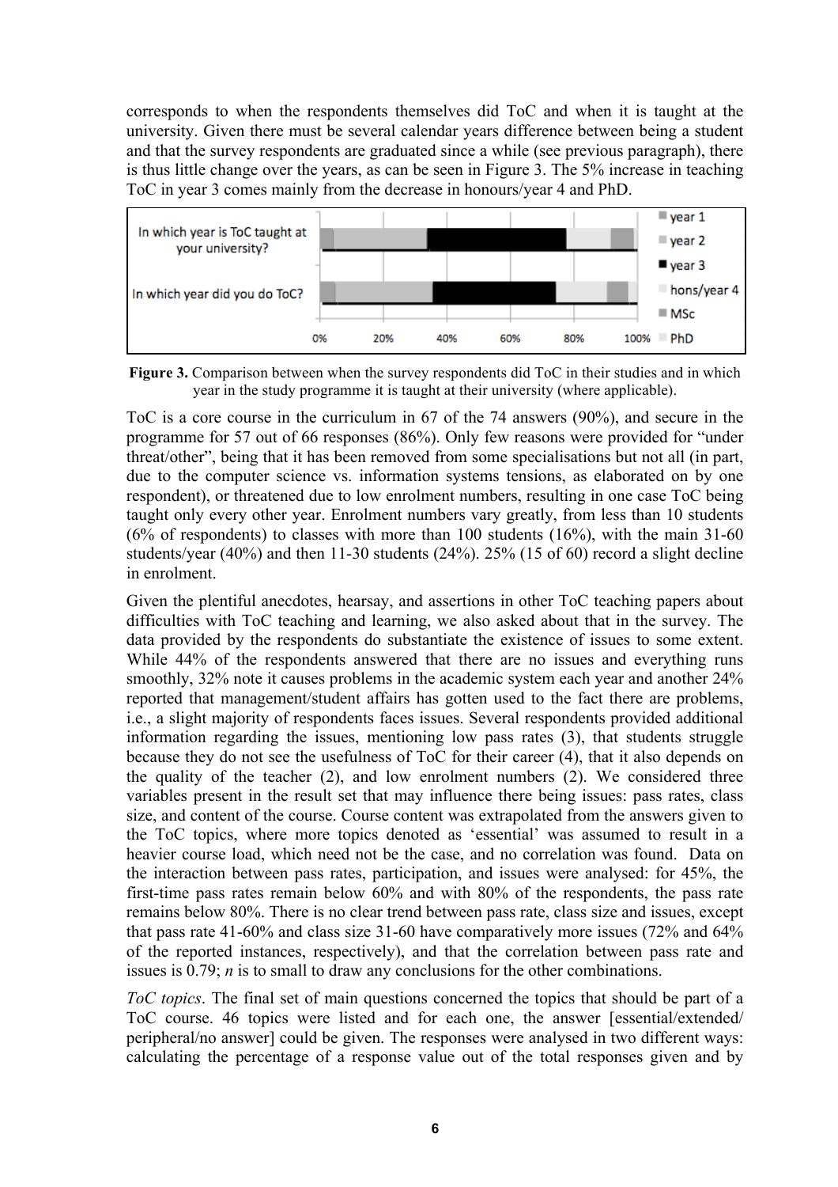corresponds to when the respondents themselves did ToC and when it is taught at the university. Given there must be several calendar years difference between being a student and that the survey respondents are graduated since a while (see previous paragraph), there is thus little change over the years, as can be seen in Figure 3. The 5% increase in teaching ToC in year 3 comes mainly from the decrease in honours/year 4 and PhD.

**Figure 3.** Comparison between when the survey respondents did ToC in their studies and in which year in the study programme it is taught at their university (where applicable).

ToC is a core course in the curriculum in 67 of the 74 answers (90%), and secure in the programme for 57 out of 66 responses (86%). Only few reasons were provided for "under threat/other", being that it has been removed from some specialisations but not all (in part, due to the computer science vs. information systems tensions, as elaborated on by one respondent), or threatened due to low enrolment numbers, resulting in one case ToC being taught only every other year. Enrolment numbers vary greatly, from less than 10 students (6% of respondents) to classes with more than 100 students (16%), with the main 31-60 students/year (40%) and then 11-30 students (24%). 25% (15 of 60) record a slight decline in enrolment.

Given the plentiful anecdotes, hearsay, and assertions in other ToC teaching papers about difficulties with ToC teaching and learning, we also asked about that in the survey. The data provided by the respondents do substantiate the existence of issues to some extent. While 44% of the respondents answered that there are no issues and everything runs smoothly, 32% note it causes problems in the academic system each year and another 24% reported that management/student affairs has gotten used to the fact there are problems, i.e., a slight majority of respondents faces issues. Several respondents provided additional information regarding the issues, mentioning low pass rates (3), that students struggle because they do not see the usefulness of ToC for their career (4), that it also depends on the quality of the teacher (2), and low enrolment numbers (2). We considered three variables present in the result set that may influence there being issues: pass rates, class size, and content of the course. Course content was extrapolated from the answers given to the ToC topics, where more topics denoted as 'essential' was assumed to result in a heavier course load, which need not be the case, and no correlation was found. Data on the interaction between pass rates, participation, and issues were analysed: for 45%, the first-time pass rates remain below 60% and with 80% of the respondents, the pass rate remains below 80%. There is no clear trend between pass rate, class size and issues, except that pass rate 41-60% and class size 31-60 have comparatively more issues (72% and 64% of the reported instances, respectively), and that the correlation between pass rate and issues is 0.79; $n$ is to small to draw any conclusions for the other combinations.

*ToC topics*. The final set of main questions concerned the topics that should be part of a ToC course. 46 topics were listed and for each one, the answer [essential/extended/peripheral/no answer] could be given. The responses were analysed in two different ways: calculating the percentage of a response value out of the total responses given and by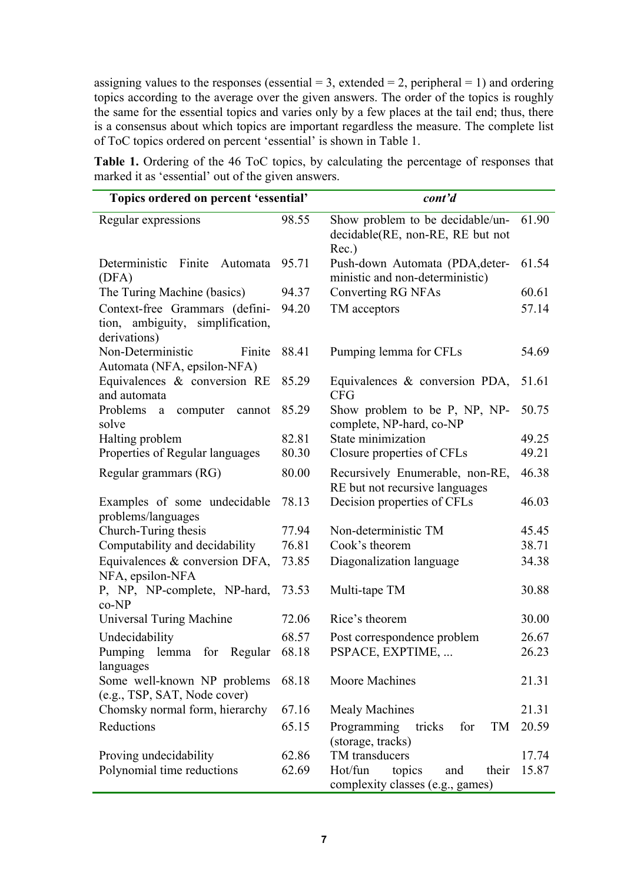assigning values to the responses (essential = 3, extended = 2, peripheral = 1) and ordering topics according to the average over the given answers. The order of the topics is roughly the same for the essential topics and varies only by a few places at the tail end; thus, there is a consensus about which topics are important regardless the measure. The complete list of ToC topics ordered on percent 'essential' is shown in Table 1.

**Table 1.** Ordering of the 46 ToC topics, by calculating the percentage of responses that marked it as 'essential' out of the given answers.

| Topics ordered on percent 'essential' | | *cont'd* | |
|---|---|---|---|
| Regular expressions | 98.55 | Show problem to be decidable/undecidable(RE, non-RE, RE but not Rec.) | 61.90 |
| Deterministic Finite Automata (DFA) | 95.71 | Push-down Automata (PDA,deterministic and non-deterministic) | 61.54 |
| The Turing Machine (basics) | 94.37 | Converting RG NFAs | 60.61 |
| Context-free Grammars (definition, ambiguity, simplification, derivations) | 94.20 | TM acceptors | 57.14 |
| Non-Deterministic Finite Automata (NFA, epsilon-NFA) | 88.41 | Pumping lemma for CFLs | 54.69 |
| Equivalences & conversion RE and automata | 85.29 | Equivalences & conversion PDA, CFG | 51.61 |
| Problems a computer cannot solve | 85.29 | Show problem to be P, NP, NP-complete, NP-hard, co-NP | 50.75 |
| Halting problem | 82.81 | State minimization | 49.25 |
| Properties of Regular languages | 80.30 | Closure properties of CFLs | 49.21 |
| Regular grammars (RG) | 80.00 | Recursively Enumerable, non-RE, RE but not recursive languages | 46.38 |
| Examples of some undecidable problems/languages | 78.13 | Decision properties of CFLs | 46.03 |
| Church-Turing thesis | 77.94 | Non-deterministic TM | 45.45 |
| Computability and decidability | 76.81 | Cook's theorem | 38.71 |
| Equivalences & conversion DFA, NFA, epsilon-NFA | 73.85 | Diagonalization language | 34.38 |
| P, NP, NP-complete, NP-hard, co-NP | 73.53 | Multi-tape TM | 30.88 |
| Universal Turing Machine | 72.06 | Rice's theorem | 30.00 |
| Undecidability | 68.57 | Post correspondence problem | 26.67 |
| Pumping lemma for Regular languages | 68.18 | PSPACE, EXPTIME, ... | 26.23 |
| Some well-known NP problems (e.g., TSP, SAT, Node cover) | 68.18 | Moore Machines | 21.31 |
| Chomsky normal form, hierarchy | 67.16 | Mealy Machines | 21.31 |
| Reductions | 65.15 | Programming tricks for TM (storage, tracks) | 20.59 |
| Proving undecidability | 62.86 | TM transducers | 17.74 |
| Polynomial time reductions | 62.69 | Hot/fun topics and their complexity classes (e.g., games) | 15.87 |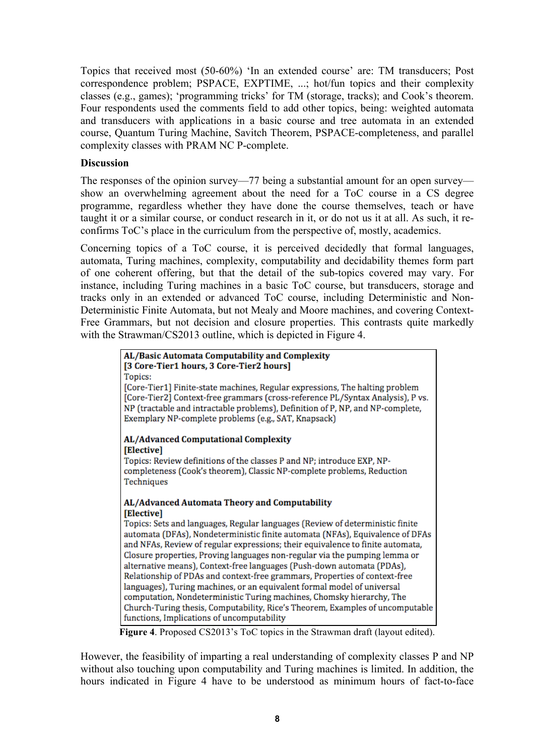Topics that received most (50-60%) 'In an extended course' are: TM transducers; Post correspondence problem; PSPACE, EXPTIME, ...; hot/fun topics and their complexity classes (e.g., games); 'programming tricks' for TM (storage, tracks); and Cook's theorem. Four respondents used the comments field to add other topics, being: weighted automata and transducers with applications in a basic course and tree automata in an extended course, Quantum Turing Machine, Savitch Theorem, PSPACE-completeness, and parallel complexity classes with PRAM NC P-complete.

**Discussion**

The responses of the opinion survey—77 being a substantial amount for an open survey—show an overwhelming agreement about the need for a ToC course in a CS degree programme, regardless whether they have done the course themselves, teach or have taught it or a similar course, or conduct research in it, or do not us it at all. As such, it re-confirms ToC's place in the curriculum from the perspective of, mostly, academics.

Concerning topics of a ToC course, it is perceived decidedly that formal languages, automata, Turing machines, complexity, computability and decidability themes form part of one coherent offering, but that the detail of the sub-topics covered may vary. For instance, including Turing machines in a basic ToC course, but transducers, storage and tracks only in an extended or advanced ToC course, including Deterministic and Non-Deterministic Finite Automata, but not Mealy and Moore machines, and covering Context-Free Grammars, but not decision and closure properties. This contrasts quite markedly with the Strawman/CS2013 outline, which is depicted in Figure 4.

**AL/Basic Automata Computability and Complexity**
**[3 Core-Tier1 hours, 3 Core-Tier2 hours]**
Topics:
[Core-Tier1] Finite-state machines, Regular expressions, The halting problem
[Core-Tier2] Context-free grammars (cross-reference PL/Syntax Analysis), P vs. NP (tractable and intractable problems), Definition of P, NP, and NP-complete, Exemplary NP-complete problems (e.g., SAT, Knapsack)

**AL/Advanced Computational Complexity**
**[Elective]**
Topics: Review definitions of the classes P and NP; introduce EXP, NP-completeness (Cook's theorem), Classic NP-complete problems, Reduction Techniques

**AL/Advanced Automata Theory and Computability**
**[Elective]**
Topics: Sets and languages, Regular languages (Review of deterministic finite automata (DFAs), Nondeterministic finite automata (NFAs), Equivalence of DFAs and NFAs, Review of regular expressions; their equivalence to finite automata, Closure properties, Proving languages non-regular via the pumping lemma or alternative means), Context-free languages (Push-down automata (PDAs), Relationship of PDAs and context-free grammars, Properties of context-free languages), Turing machines, or an equivalent formal model of universal computation, Nondeterministic Turing machines, Chomsky hierarchy, The Church-Turing thesis, Computability, Rice's Theorem, Examples of uncomputable functions, Implications of uncomputability

**Figure 4**. Proposed CS2013's ToC topics in the Strawman draft (layout edited).

However, the feasibility of imparting a real understanding of complexity classes P and NP without also touching upon computability and Turing machines is limited. In addition, the hours indicated in Figure 4 have to be understood as minimum hours of fact-to-face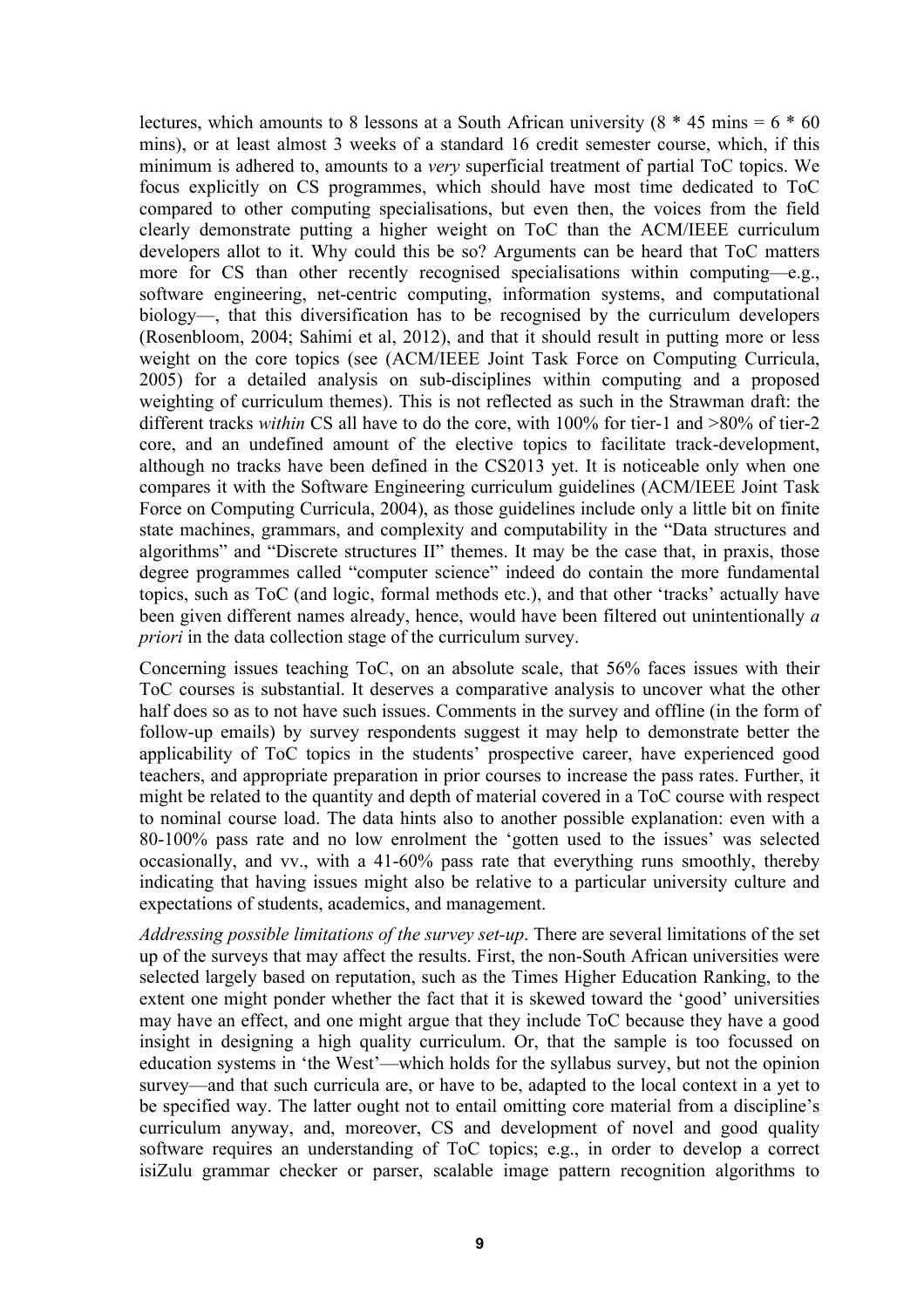lectures, which amounts to 8 lessons at a South African university (8 * 45 mins = 6 * 60 mins), or at least almost 3 weeks of a standard 16 credit semester course, which, if this minimum is adhered to, amounts to a *very* superficial treatment of partial ToC topics. We focus explicitly on CS programmes, which should have most time dedicated to ToC compared to other computing specialisations, but even then, the voices from the field clearly demonstrate putting a higher weight on ToC than the ACM/IEEE curriculum developers allot to it. Why could this be so? Arguments can be heard that ToC matters more for CS than other recently recognised specialisations within computing—e.g., software engineering, net-centric computing, information systems, and computational biology—, that this diversification has to be recognised by the curriculum developers (Rosenbloom, 2004; Sahimi et al, 2012), and that it should result in putting more or less weight on the core topics (see (ACM/IEEE Joint Task Force on Computing Curricula, 2005) for a detailed analysis on sub-disciplines within computing and a proposed weighting of curriculum themes). This is not reflected as such in the Strawman draft: the different tracks *within* CS all have to do the core, with 100% for tier-1 and >80% of tier-2 core, and an undefined amount of the elective topics to facilitate track-development, although no tracks have been defined in the CS2013 yet. It is noticeable only when one compares it with the Software Engineering curriculum guidelines (ACM/IEEE Joint Task Force on Computing Curricula, 2004), as those guidelines include only a little bit on finite state machines, grammars, and complexity and computability in the "Data structures and algorithms" and "Discrete structures II" themes. It may be the case that, in praxis, those degree programmes called "computer science" indeed do contain the more fundamental topics, such as ToC (and logic, formal methods etc.), and that other 'tracks' actually have been given different names already, hence, would have been filtered out unintentionally *a priori* in the data collection stage of the curriculum survey.

Concerning issues teaching ToC, on an absolute scale, that 56% faces issues with their ToC courses is substantial. It deserves a comparative analysis to uncover what the other half does so as to not have such issues. Comments in the survey and offline (in the form of follow-up emails) by survey respondents suggest it may help to demonstrate better the applicability of ToC topics in the students' prospective career, have experienced good teachers, and appropriate preparation in prior courses to increase the pass rates. Further, it might be related to the quantity and depth of material covered in a ToC course with respect to nominal course load. The data hints also to another possible explanation: even with a 80-100% pass rate and no low enrolment the 'gotten used to the issues' was selected occasionally, and vv., with a 41-60% pass rate that everything runs smoothly, thereby indicating that having issues might also be relative to a particular university culture and expectations of students, academics, and management.

*Addressing possible limitations of the survey set-up*. There are several limitations of the set up of the surveys that may affect the results. First, the non-South African universities were selected largely based on reputation, such as the Times Higher Education Ranking, to the extent one might ponder whether the fact that it is skewed toward the 'good' universities may have an effect, and one might argue that they include ToC because they have a good insight in designing a high quality curriculum. Or, that the sample is too focussed on education systems in 'the West'—which holds for the syllabus survey, but not the opinion survey—and that such curricula are, or have to be, adapted to the local context in a yet to be specified way. The latter ought not to entail omitting core material from a discipline's curriculum anyway, and, moreover, CS and development of novel and good quality software requires an understanding of ToC topics; e.g., in order to develop a correct isiZulu grammar checker or parser, scalable image pattern recognition algorithms to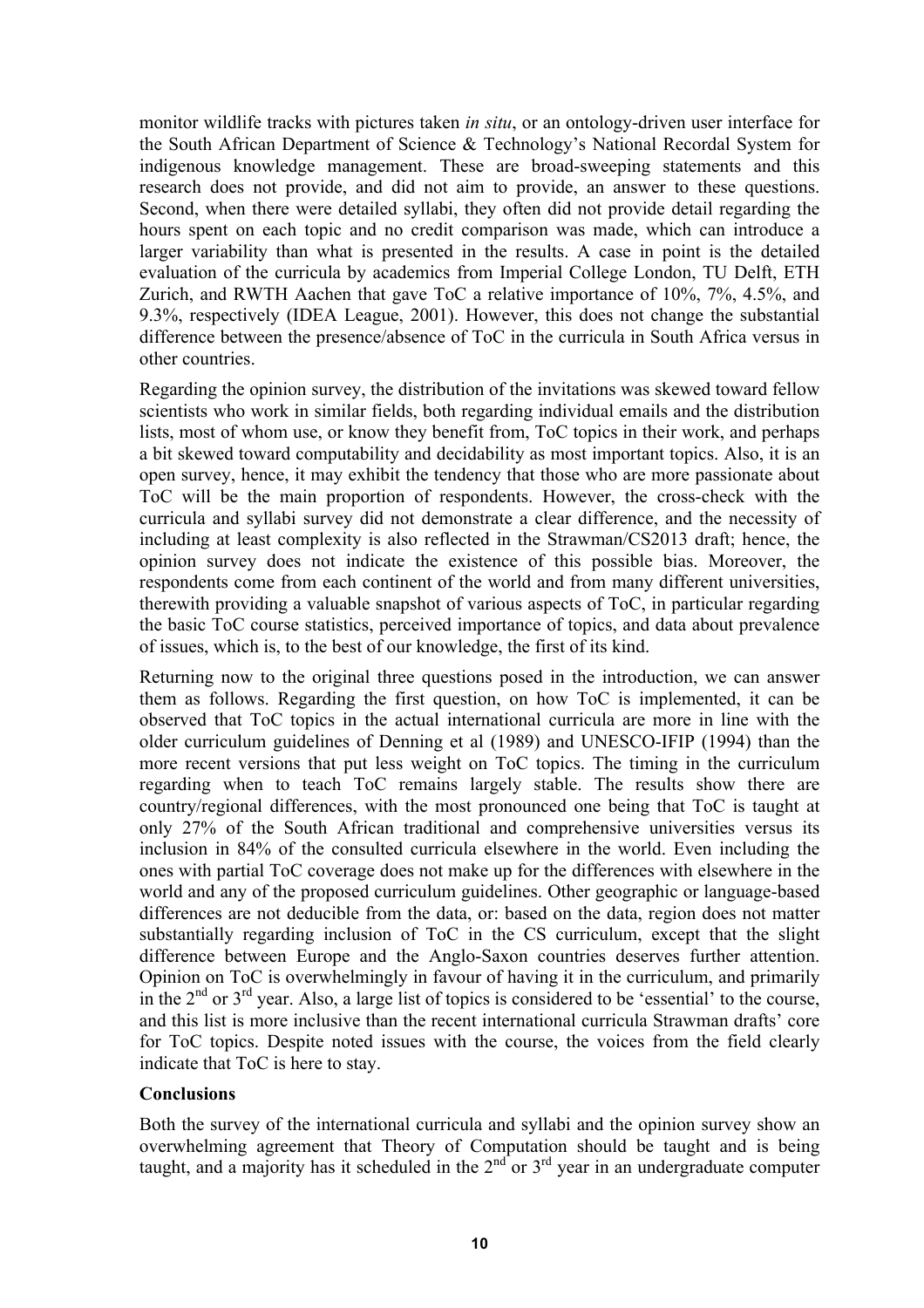monitor wildlife tracks with pictures taken *in situ*, or an ontology-driven user interface for the South African Department of Science & Technology's National Recordal System for indigenous knowledge management. These are broad-sweeping statements and this research does not provide, and did not aim to provide, an answer to these questions. Second, when there were detailed syllabi, they often did not provide detail regarding the hours spent on each topic and no credit comparison was made, which can introduce a larger variability than what is presented in the results. A case in point is the detailed evaluation of the curricula by academics from Imperial College London, TU Delft, ETH Zurich, and RWTH Aachen that gave ToC a relative importance of 10%, 7%, 4.5%, and 9.3%, respectively (IDEA League, 2001). However, this does not change the substantial difference between the presence/absence of ToC in the curricula in South Africa versus in other countries.

Regarding the opinion survey, the distribution of the invitations was skewed toward fellow scientists who work in similar fields, both regarding individual emails and the distribution lists, most of whom use, or know they benefit from, ToC topics in their work, and perhaps a bit skewed toward computability and decidability as most important topics. Also, it is an open survey, hence, it may exhibit the tendency that those who are more passionate about ToC will be the main proportion of respondents. However, the cross-check with the curricula and syllabi survey did not demonstrate a clear difference, and the necessity of including at least complexity is also reflected in the Strawman/CS2013 draft; hence, the opinion survey does not indicate the existence of this possible bias. Moreover, the respondents come from each continent of the world and from many different universities, therewith providing a valuable snapshot of various aspects of ToC, in particular regarding the basic ToC course statistics, perceived importance of topics, and data about prevalence of issues, which is, to the best of our knowledge, the first of its kind.

Returning now to the original three questions posed in the introduction, we can answer them as follows. Regarding the first question, on how ToC is implemented, it can be observed that ToC topics in the actual international curricula are more in line with the older curriculum guidelines of Denning et al (1989) and UNESCO-IFIP (1994) than the more recent versions that put less weight on ToC topics. The timing in the curriculum regarding when to teach ToC remains largely stable. The results show there are country/regional differences, with the most pronounced one being that ToC is taught at only 27% of the South African traditional and comprehensive universities versus its inclusion in 84% of the consulted curricula elsewhere in the world. Even including the ones with partial ToC coverage does not make up for the differences with elsewhere in the world and any of the proposed curriculum guidelines. Other geographic or language-based differences are not deducible from the data, or: based on the data, region does not matter substantially regarding inclusion of ToC in the CS curriculum, except that the slight difference between Europe and the Anglo-Saxon countries deserves further attention. Opinion on ToC is overwhelmingly in favour of having it in the curriculum, and primarily in the 2nd or 3rd year. Also, a large list of topics is considered to be 'essential' to the course, and this list is more inclusive than the recent international curricula Strawman drafts' core for ToC topics. Despite noted issues with the course, the voices from the field clearly indicate that ToC is here to stay.

## Conclusions

Both the survey of the international curricula and syllabi and the opinion survey show an overwhelming agreement that Theory of Computation should be taught and is being taught, and a majority has it scheduled in the 2nd or 3rd year in an undergraduate computer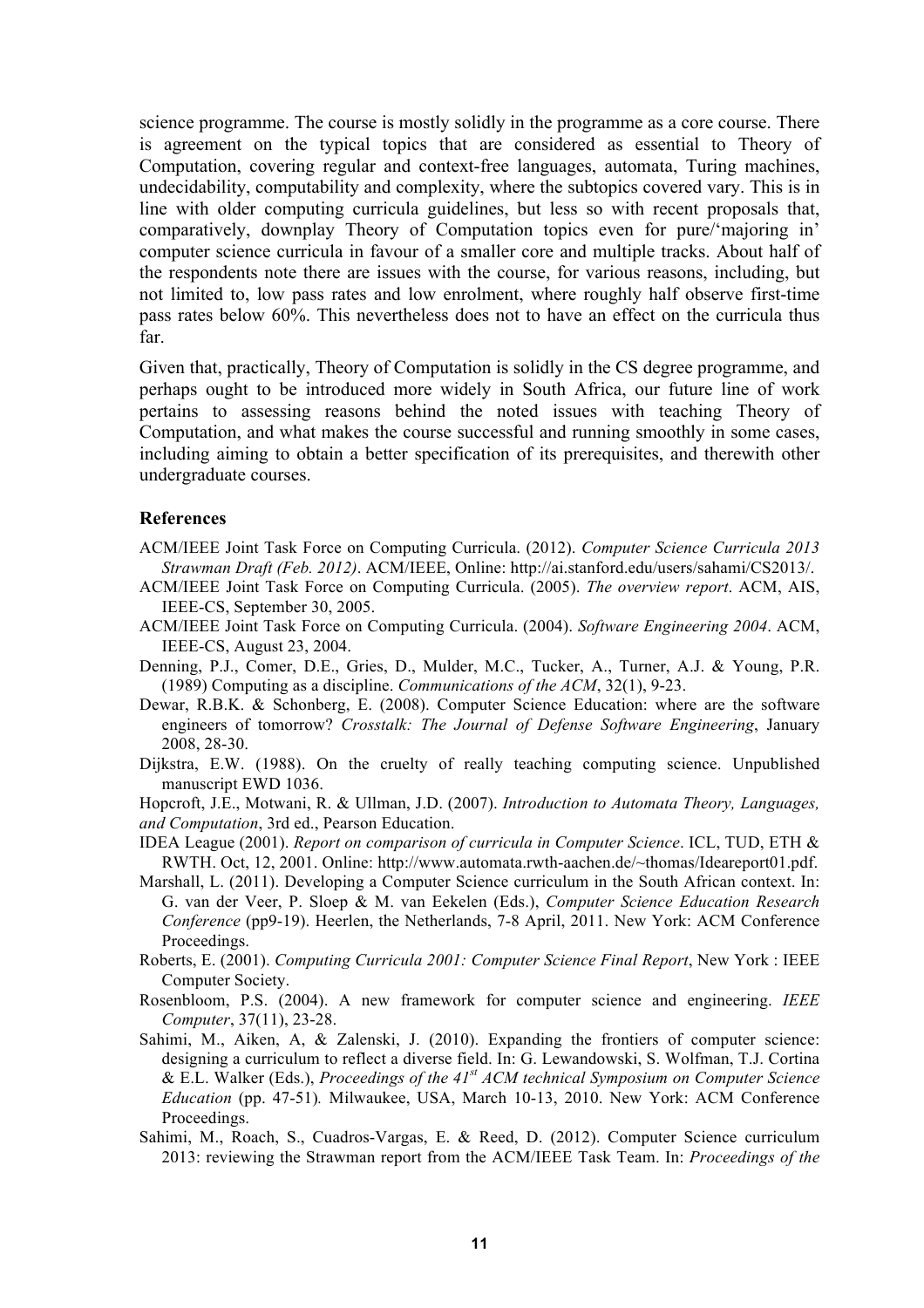science programme. The course is mostly solidly in the programme as a core course. There is agreement on the typical topics that are considered as essential to Theory of Computation, covering regular and context-free languages, automata, Turing machines, undecidability, computability and complexity, where the subtopics covered vary. This is in line with older computing curricula guidelines, but less so with recent proposals that, comparatively, downplay Theory of Computation topics even for pure/'majoring in' computer science curricula in favour of a smaller core and multiple tracks. About half of the respondents note there are issues with the course, for various reasons, including, but not limited to, low pass rates and low enrolment, where roughly half observe first-time pass rates below 60%. This nevertheless does not to have an effect on the curricula thus far.

Given that, practically, Theory of Computation is solidly in the CS degree programme, and perhaps ought to be introduced more widely in South Africa, our future line of work pertains to assessing reasons behind the noted issues with teaching Theory of Computation, and what makes the course successful and running smoothly in some cases, including aiming to obtain a better specification of its prerequisites, and therewith other undergraduate courses.

## References

ACM/IEEE Joint Task Force on Computing Curricula. (2012). *Computer Science Curricula 2013 Strawman Draft (Feb. 2012)*. ACM/IEEE, Online: http://ai.stanford.edu/users/sahami/CS2013/.

ACM/IEEE Joint Task Force on Computing Curricula. (2005). *The overview report*. ACM, AIS, IEEE-CS, September 30, 2005.

ACM/IEEE Joint Task Force on Computing Curricula. (2004). *Software Engineering 2004*. ACM, IEEE-CS, August 23, 2004.

Denning, P.J., Comer, D.E., Gries, D., Mulder, M.C., Tucker, A., Turner, A.J. & Young, P.R. (1989) Computing as a discipline. *Communications of the ACM*, 32(1), 9-23.

Dewar, R.B.K. & Schonberg, E. (2008). Computer Science Education: where are the software engineers of tomorrow? *Crosstalk: The Journal of Defense Software Engineering*, January 2008, 28-30.

Dijkstra, E.W. (1988). On the cruelty of really teaching computing science. Unpublished manuscript EWD 1036.

Hopcroft, J.E., Motwani, R. & Ullman, J.D. (2007). *Introduction to Automata Theory, Languages, and Computation*, 3rd ed., Pearson Education.

IDEA League (2001). *Report on comparison of curricula in Computer Science*. ICL, TUD, ETH & RWTH. Oct, 12, 2001. Online: http://www.automata.rwth-aachen.de/~thomas/Ideareport01.pdf.

Marshall, L. (2011). Developing a Computer Science curriculum in the South African context. In: G. van der Veer, P. Sloep & M. van Eekelen (Eds.), *Computer Science Education Research Conference* (pp9-19). Heerlen, the Netherlands, 7-8 April, 2011. New York: ACM Conference Proceedings.

Roberts, E. (2001). *Computing Curricula 2001: Computer Science Final Report*, New York : IEEE Computer Society.

Rosenbloom, P.S. (2004). A new framework for computer science and engineering. *IEEE Computer*, 37(11), 23-28.

Sahimi, M., Aiken, A, & Zalenski, J. (2010). Expanding the frontiers of computer science: designing a curriculum to reflect a diverse field. In: G. Lewandowski, S. Wolfman, T.J. Cortina & E.L. Walker (Eds.), *Proceedings of the 41st ACM technical Symposium on Computer Science Education* (pp. 47-51). Milwaukee, USA, March 10-13, 2010. New York: ACM Conference Proceedings.

Sahimi, M., Roach, S., Cuadros-Vargas, E. & Reed, D. (2012). Computer Science curriculum 2013: reviewing the Strawman report from the ACM/IEEE Task Team. In: *Proceedings of the*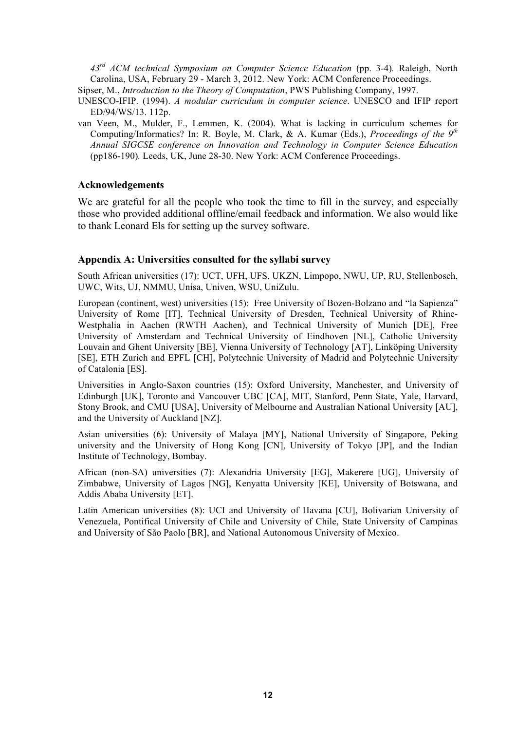*43rd ACM technical Symposium on Computer Science Education* (pp. 3-4). Raleigh, North Carolina, USA, February 29 - March 3, 2012. New York: ACM Conference Proceedings.

Sipser, M., *Introduction to the Theory of Computation*, PWS Publishing Company, 1997.

UNESCO-IFIP. (1994). *A modular curriculum in computer science*. UNESCO and IFIP report ED/94/WS/13. 112p.

van Veen, M., Mulder, F., Lemmen, K. (2004). What is lacking in curriculum schemes for Computing/Informatics? In: R. Boyle, M. Clark, & A. Kumar (Eds.), *Proceedings of the 9th Annual SIGCSE conference on Innovation and Technology in Computer Science Education* (pp186-190). Leeds, UK, June 28-30. New York: ACM Conference Proceedings.

### Acknowledgements

We are grateful for all the people who took the time to fill in the survey, and especially those who provided additional offline/email feedback and information. We also would like to thank Leonard Els for setting up the survey software.

### Appendix A: Universities consulted for the syllabi survey

South African universities (17): UCT, UFH, UFS, UKZN, Limpopo, NWU, UP, RU, Stellenbosch, UWC, Wits, UJ, NMMU, Unisa, Univen, WSU, UniZulu.

European (continent, west) universities (15): Free University of Bozen-Bolzano and "la Sapienza" University of Rome [IT], Technical University of Dresden, Technical University of Rhine-Westphalia in Aachen (RWTH Aachen), and Technical University of Munich [DE], Free University of Amsterdam and Technical University of Eindhoven [NL], Catholic University Louvain and Ghent University [BE], Vienna University of Technology [AT], Linköping University [SE], ETH Zurich and EPFL [CH], Polytechnic University of Madrid and Polytechnic University of Catalonia [ES].

Universities in Anglo-Saxon countries (15): Oxford University, Manchester, and University of Edinburgh [UK], Toronto and Vancouver UBC [CA], MIT, Stanford, Penn State, Yale, Harvard, Stony Brook, and CMU [USA], University of Melbourne and Australian National University [AU], and the University of Auckland [NZ].

Asian universities (6): University of Malaya [MY], National University of Singapore, Peking university and the University of Hong Kong [CN], University of Tokyo [JP], and the Indian Institute of Technology, Bombay.

African (non-SA) universities (7): Alexandria University [EG], Makerere [UG], University of Zimbabwe, University of Lagos [NG], Kenyatta University [KE], University of Botswana, and Addis Ababa University [ET].

Latin American universities (8): UCI and University of Havana [CU], Bolivarian University of Venezuela, Pontifical University of Chile and University of Chile, State University of Campinas and University of São Paolo [BR], and National Autonomous University of Mexico.